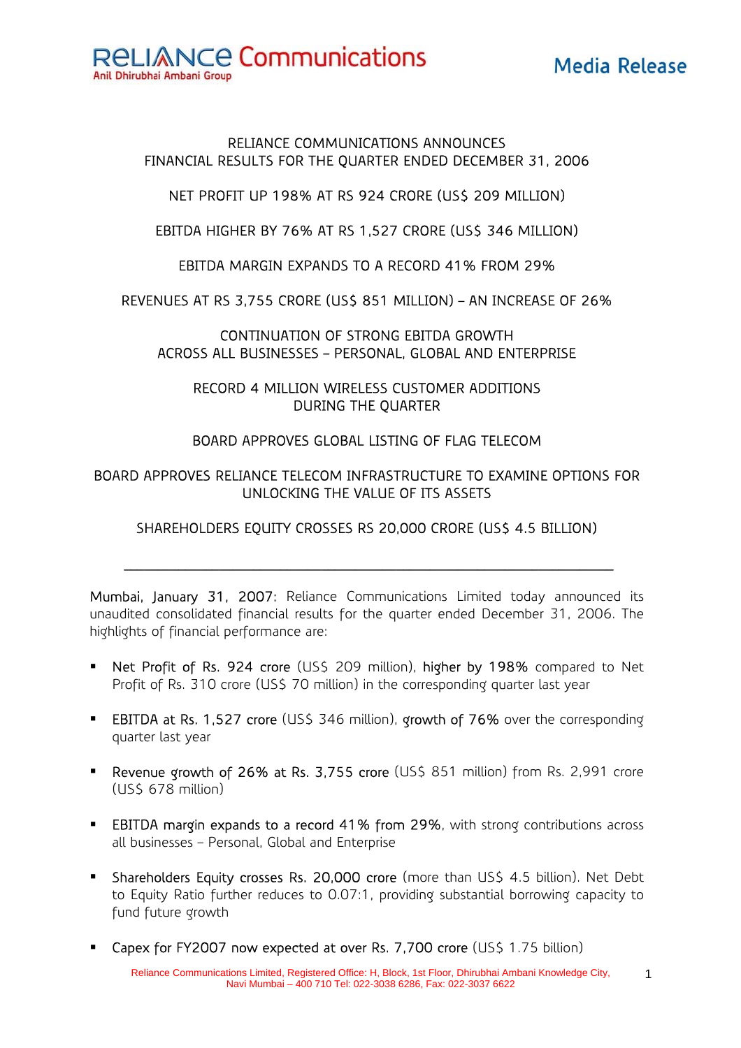Reliance Communications
Anil Dhirubhai Ambani Group

Media Release

# RELIANCE COMMUNICATIONS ANNOUNCES FINANCIAL RESULTS FOR THE QUARTER ENDED DECEMBER 31, 2006

NET PROFIT UP 198% AT RS 924 CRORE (US$ 209 MILLION)

EBITDA HIGHER BY 76% AT RS 1,527 CRORE (US$ 346 MILLION)

EBITDA MARGIN EXPANDS TO A RECORD 41% FROM 29%

REVENUES AT RS 3,755 CRORE (US$ 851 MILLION) – AN INCREASE OF 26%

CONTINUATION OF STRONG EBITDA GROWTH ACROSS ALL BUSINESSES – PERSONAL, GLOBAL AND ENTERPRISE

RECORD 4 MILLION WIRELESS CUSTOMER ADDITIONS DURING THE QUARTER

BOARD APPROVES GLOBAL LISTING OF FLAG TELECOM

BOARD APPROVES RELIANCE TELECOM INFRASTRUCTURE TO EXAMINE OPTIONS FOR UNLOCKING THE VALUE OF ITS ASSETS

SHAREHOLDERS EQUITY CROSSES RS 20,000 CRORE (US$ 4.5 BILLION)

---

**Mumbai, January 31, 2007:** Reliance Communications Limited today announced its unaudited consolidated financial results for the quarter ended December 31, 2006. The highlights of financial performance are:

- **Net Profit of Rs. 924 crore** (US$ 209 million), **higher by 198%** compared to Net Profit of Rs. 310 crore (US$ 70 million) in the corresponding quarter last year
- **EBITDA at Rs. 1,527 crore** (US$ 346 million), **growth of 76%** over the corresponding quarter last year
- **Revenue growth of 26% at Rs. 3,755 crore** (US$ 851 million) from Rs. 2,991 crore (US$ 678 million)
- **EBITDA margin expands to a record 41% from 29%**, with strong contributions across all businesses – Personal, Global and Enterprise
- **Shareholders Equity crosses Rs. 20,000 crore** (more than US$ 4.5 billion). Net Debt to Equity Ratio further reduces to 0.07:1, providing substantial borrowing capacity to fund future growth
- **Capex for FY2007 now expected at over Rs. 7,700 crore** (US$ 1.75 billion)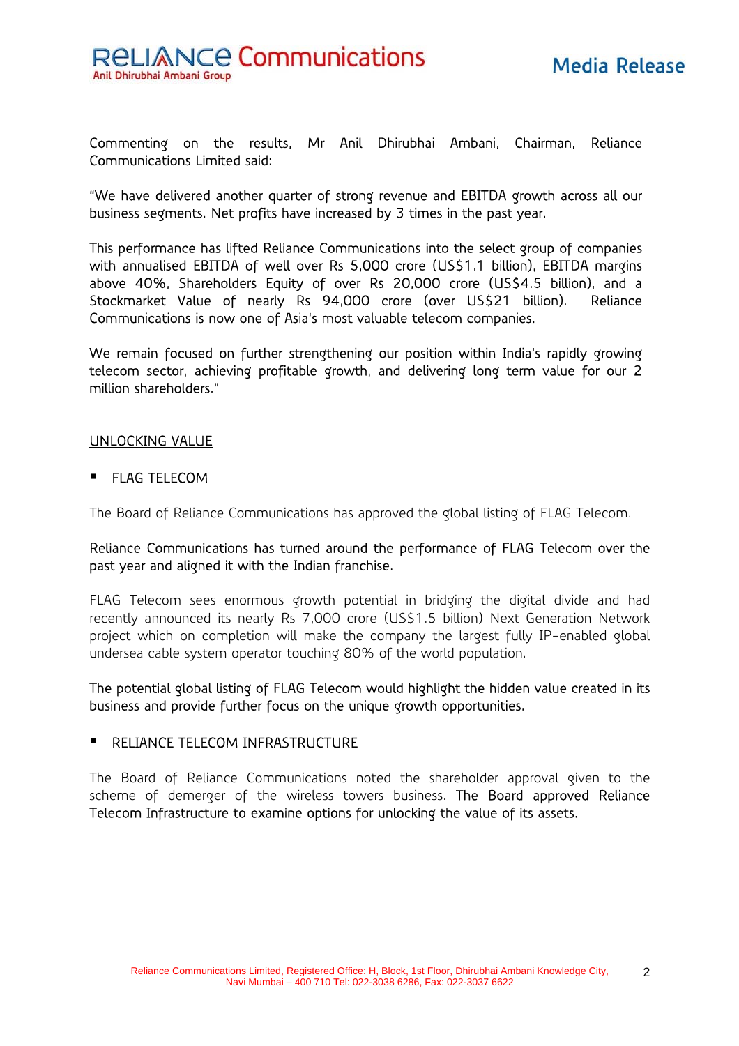Commenting on the results, Mr Anil Dhirubhai Ambani, Chairman, Reliance Communications Limited said:

"We have delivered another quarter of strong revenue and EBITDA growth across all our business segments. Net profits have increased by 3 times in the past year.

This performance has lifted Reliance Communications into the select group of companies with annualised EBITDA of well over Rs 5,000 crore (US$1.1 billion), EBITDA margins above 40%, Shareholders Equity of over Rs 20,000 crore (US$4.5 billion), and a Stockmarket Value of nearly Rs 94,000 crore (over US$21 billion). Reliance Communications is now one of Asia's most valuable telecom companies.

We remain focused on further strengthening our position within India's rapidly growing telecom sector, achieving profitable growth, and delivering long term value for our 2 million shareholders."

## UNLOCKING VALUE

- FLAG TELECOM

The Board of Reliance Communications has approved the global listing of FLAG Telecom.

Reliance Communications has turned around the performance of FLAG Telecom over the past year and aligned it with the Indian franchise.

FLAG Telecom sees enormous growth potential in bridging the digital divide and had recently announced its nearly Rs 7,000 crore (US$1.5 billion) Next Generation Network project which on completion will make the company the largest fully IP-enabled global undersea cable system operator touching 80% of the world population.

The potential global listing of FLAG Telecom would highlight the hidden value created in its business and provide further focus on the unique growth opportunities.

- RELIANCE TELECOM INFRASTRUCTURE

The Board of Reliance Communications noted the shareholder approval given to the scheme of demerger of the wireless towers business. The Board approved Reliance Telecom Infrastructure to examine options for unlocking the value of its assets.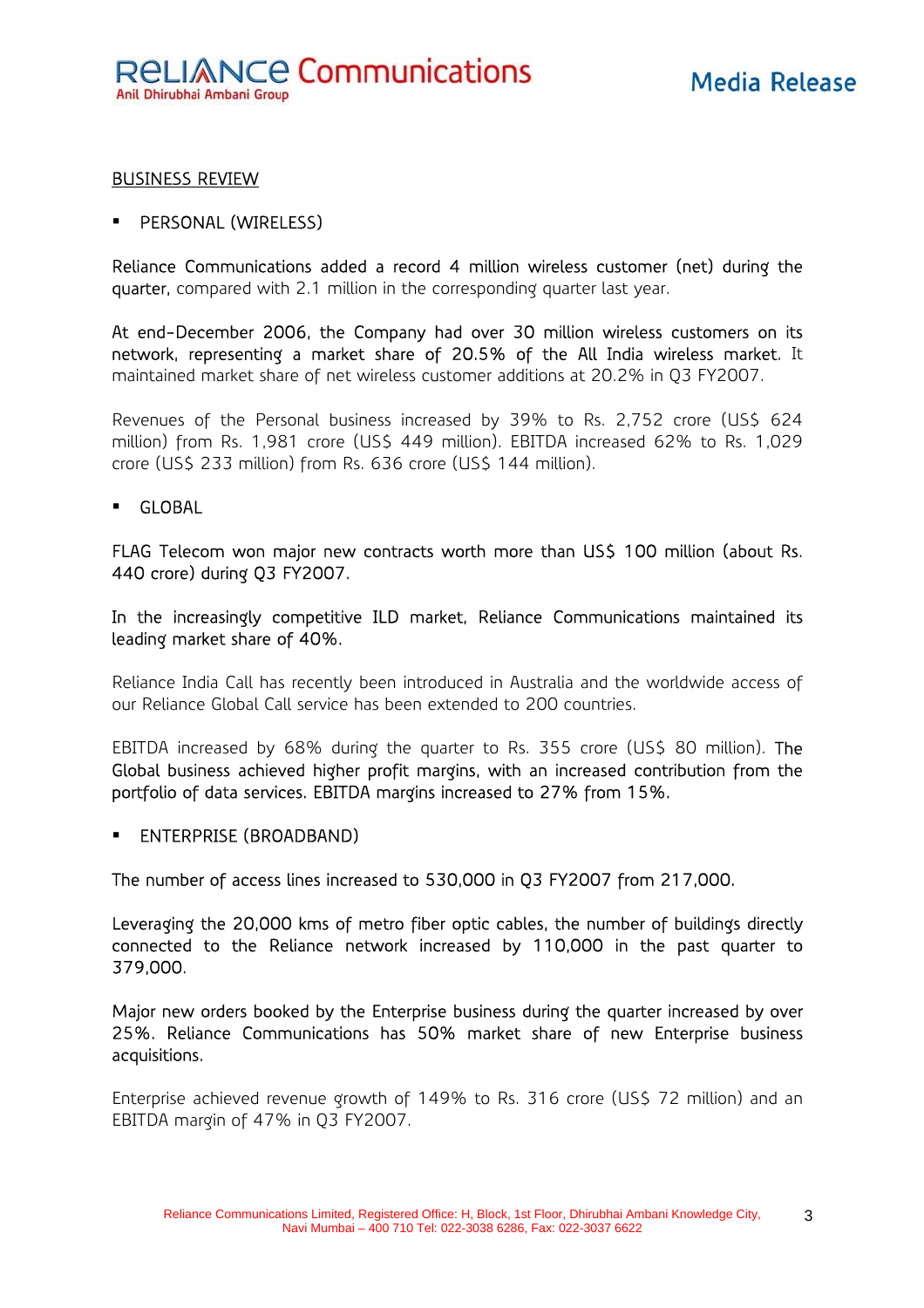## BUSINESS REVIEW

- PERSONAL (WIRELESS)

Reliance Communications added a record 4 million wireless customer (net) during the quarter, compared with 2.1 million in the corresponding quarter last year.

At end-December 2006, the Company had over 30 million wireless customers on its network, representing a market share of 20.5% of the All India wireless market. It maintained market share of net wireless customer additions at 20.2% in Q3 FY2007.

Revenues of the Personal business increased by 39% to Rs. 2,752 crore (US$ 624 million) from Rs. 1,981 crore (US$ 449 million). EBITDA increased 62% to Rs. 1,029 crore (US$ 233 million) from Rs. 636 crore (US$ 144 million).

- GLOBAL

FLAG Telecom won major new contracts worth more than US$ 100 million (about Rs. 440 crore) during Q3 FY2007.

In the increasingly competitive ILD market, Reliance Communications maintained its leading market share of 40%.

Reliance India Call has recently been introduced in Australia and the worldwide access of our Reliance Global Call service has been extended to 200 countries.

EBITDA increased by 68% during the quarter to Rs. 355 crore (US$ 80 million). The Global business achieved higher profit margins, with an increased contribution from the portfolio of data services. EBITDA margins increased to 27% from 15%.

- ENTERPRISE (BROADBAND)

The number of access lines increased to 530,000 in Q3 FY2007 from 217,000.

Leveraging the 20,000 kms of metro fiber optic cables, the number of buildings directly connected to the Reliance network increased by 110,000 in the past quarter to 379,000.

Major new orders booked by the Enterprise business during the quarter increased by over 25%. Reliance Communications has 50% market share of new Enterprise business acquisitions.

Enterprise achieved revenue growth of 149% to Rs. 316 crore (US$ 72 million) and an EBITDA margin of 47% in Q3 FY2007.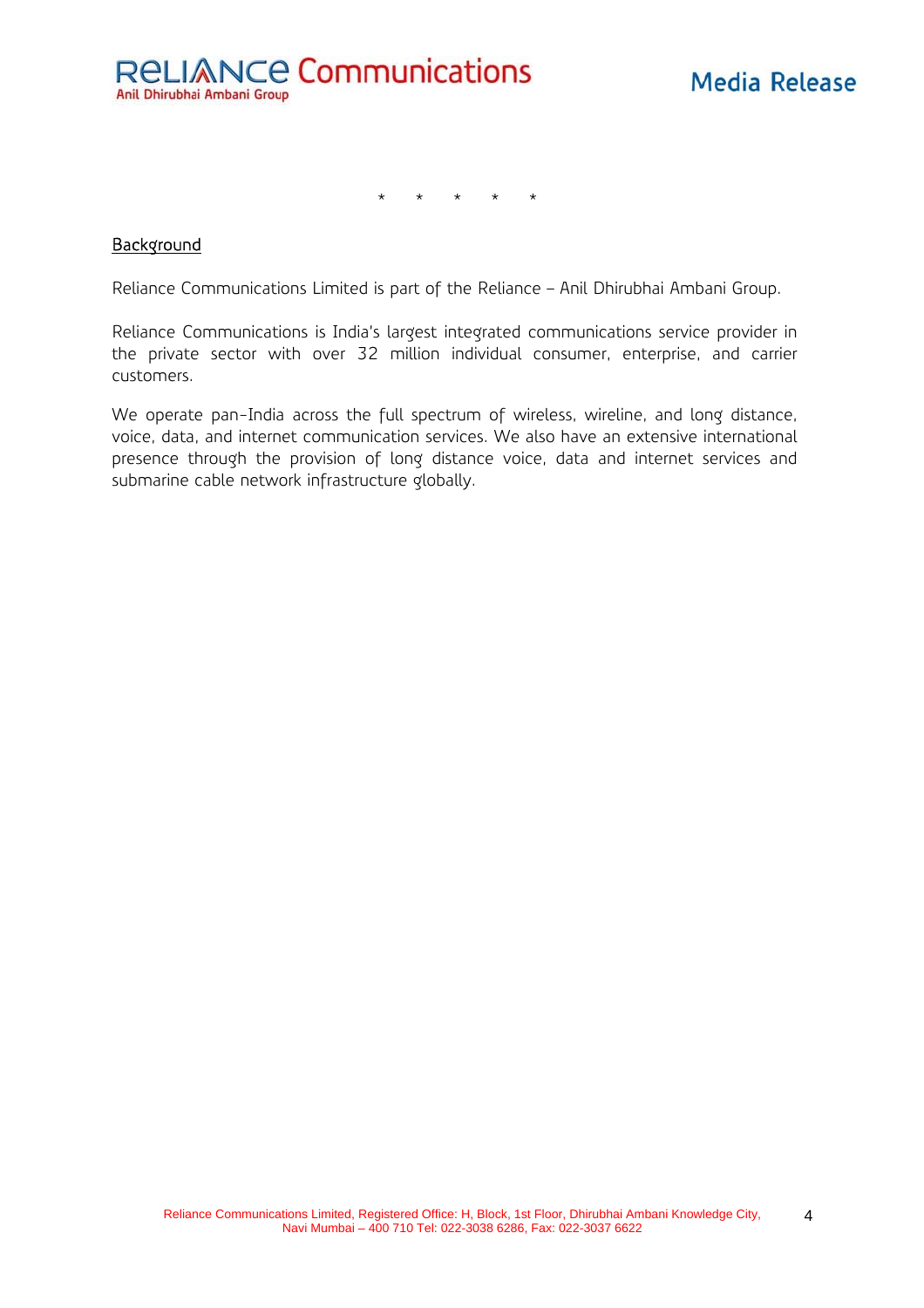\*    \*    \*    \*    \*

Background

Reliance Communications Limited is part of the Reliance – Anil Dhirubhai Ambani Group.

Reliance Communications is India's largest integrated communications service provider in the private sector with over 32 million individual consumer, enterprise, and carrier customers.

We operate pan-India across the full spectrum of wireless, wireline, and long distance, voice, data, and internet communication services. We also have an extensive international presence through the provision of long distance voice, data and internet services and submarine cable network infrastructure globally.